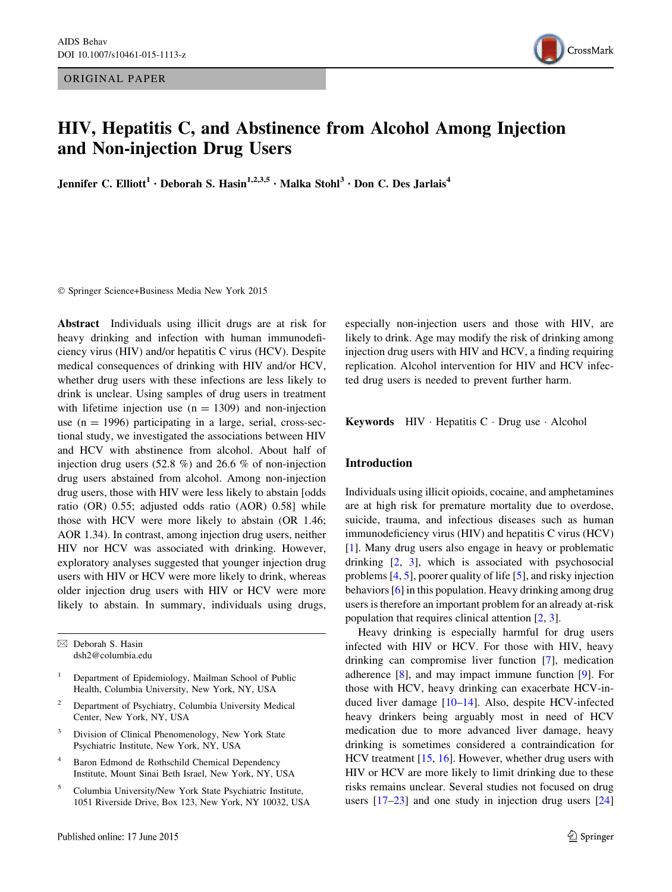ORIGINAL PAPER

# HIV, Hepatitis C, and Abstinence from Alcohol Among Injection and Non-injection Drug Users

**Jennifer C. Elliott[1] · Deborah S. Hasin[1,2,3,5] · Malka Stohl[3] · Don C. Des Jarlais[4]**

© Springer Science+Business Media New York 2015

**Abstract** Individuals using illicit drugs are at risk for heavy drinking and infection with human immunodeficiency virus (HIV) and/or hepatitis C virus (HCV). Despite medical consequences of drinking with HIV and/or HCV, whether drug users with these infections are less likely to drink is unclear. Using samples of drug users in treatment with lifetime injection use (n = 1309) and non-injection use (n = 1996) participating in a large, serial, cross-sectional study, we investigated the associations between HIV and HCV with abstinence from alcohol. About half of injection drug users (52.8 %) and 26.6 % of non-injection drug users abstained from alcohol. Among non-injection drug users, those with HIV were less likely to abstain [odds ratio (OR) 0.55; adjusted odds ratio (AOR) 0.58] while those with HCV were more likely to abstain (OR 1.46; AOR 1.34). In contrast, among injection drug users, neither HIV nor HCV was associated with drinking. However, exploratory analyses suggested that younger injection drug users with HIV or HCV were more likely to drink, whereas older injection drug users with HIV or HCV were more likely to abstain. In summary, individuals using drugs, especially non-injection users and those with HIV, are likely to drink. Age may modify the risk of drinking among injection drug users with HIV and HCV, a finding requiring replication. Alcohol intervention for HIV and HCV infected drug users is needed to prevent further harm.

**Keywords** HIV · Hepatitis C · Drug use · Alcohol

✉ Deborah S. Hasin
dsh2@columbia.edu

[1] Department of Epidemiology, Mailman School of Public Health, Columbia University, New York, NY, USA

[2] Department of Psychiatry, Columbia University Medical Center, New York, NY, USA

[3] Division of Clinical Phenomenology, New York State Psychiatric Institute, New York, NY, USA

[4] Baron Edmond de Rothschild Chemical Dependency Institute, Mount Sinai Beth Israel, New York, NY, USA

[5] Columbia University/New York State Psychiatric Institute, 1051 Riverside Drive, Box 123, New York, NY 10032, USA

## Introduction

Individuals using illicit opioids, cocaine, and amphetamines are at high risk for premature mortality due to overdose, suicide, trauma, and infectious diseases such as human immunodeficiency virus (HIV) and hepatitis C virus (HCV) [1]. Many drug users also engage in heavy or problematic drinking [2, 3], which is associated with psychosocial problems [4, 5], poorer quality of life [5], and risky injection behaviors [6] in this population. Heavy drinking among drug users is therefore an important problem for an already at-risk population that requires clinical attention [2, 3].

Heavy drinking is especially harmful for drug users infected with HIV or HCV. For those with HIV, heavy drinking can compromise liver function [7], medication adherence [8], and may impact immune function [9]. For those with HCV, heavy drinking can exacerbate HCV-induced liver damage [10–14]. Also, despite HCV-infected heavy drinkers being arguably most in need of HCV medication due to more advanced liver damage, heavy drinking is sometimes considered a contraindication for HCV treatment [15, 16]. However, whether drug users with HIV or HCV are more likely to limit drinking due to these risks remains unclear. Several studies not focused on drug users [17–23] and one study in injection drug users [24]

Published online: 17 June 2015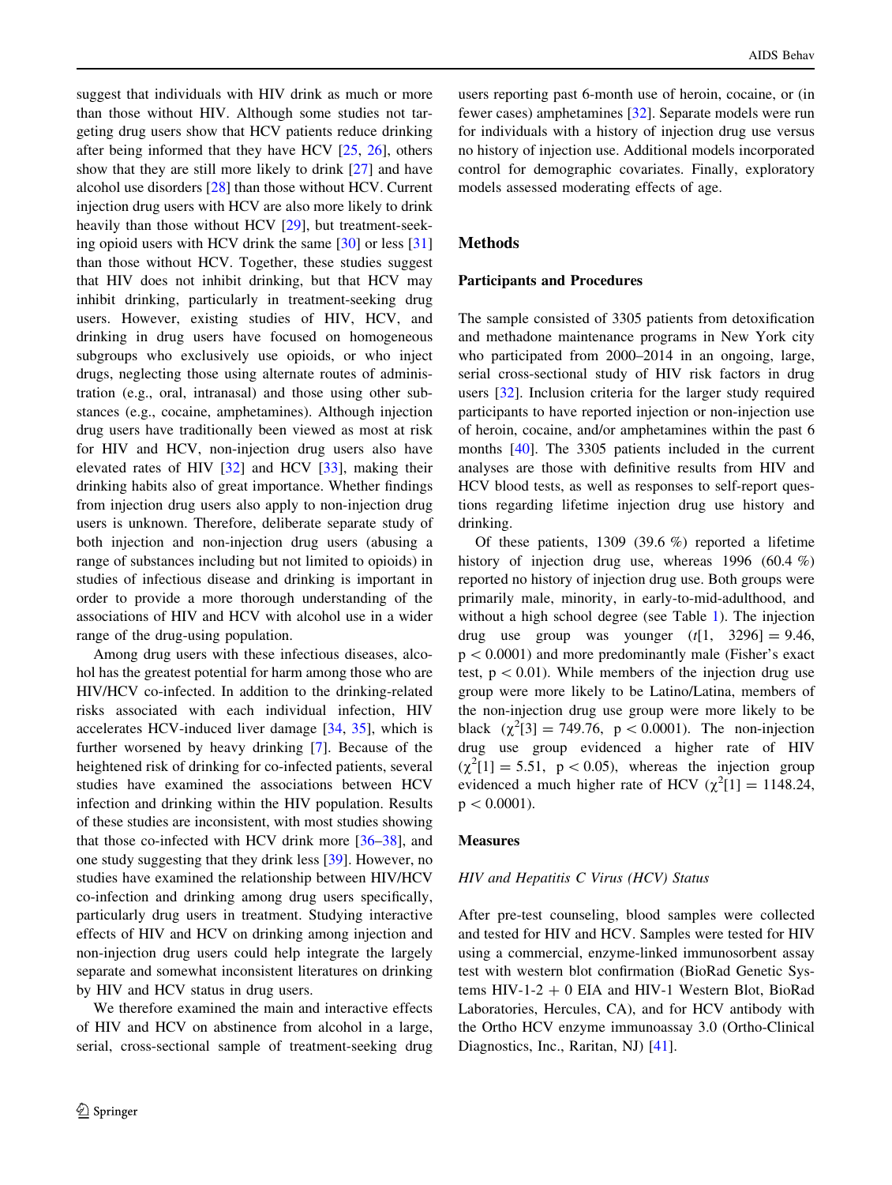suggest that individuals with HIV drink as much or more than those without HIV. Although some studies not targeting drug users show that HCV patients reduce drinking after being informed that they have HCV [25, 26], others show that they are still more likely to drink [27] and have alcohol use disorders [28] than those without HCV. Current injection drug users with HCV are also more likely to drink heavily than those without HCV [29], but treatment-seeking opioid users with HCV drink the same [30] or less [31] than those without HCV. Together, these studies suggest that HIV does not inhibit drinking, but that HCV may inhibit drinking, particularly in treatment-seeking drug users. However, existing studies of HIV, HCV, and drinking in drug users have focused on homogeneous subgroups who exclusively use opioids, or who inject drugs, neglecting those using alternate routes of administration (e.g., oral, intranasal) and those using other substances (e.g., cocaine, amphetamines). Although injection drug users have traditionally been viewed as most at risk for HIV and HCV, non-injection drug users also have elevated rates of HIV [32] and HCV [33], making their drinking habits also of great importance. Whether findings from injection drug users also apply to non-injection drug users is unknown. Therefore, deliberate separate study of both injection and non-injection drug users (abusing a range of substances including but not limited to opioids) in studies of infectious disease and drinking is important in order to provide a more thorough understanding of the associations of HIV and HCV with alcohol use in a wider range of the drug-using population.

Among drug users with these infectious diseases, alcohol has the greatest potential for harm among those who are HIV/HCV co-infected. In addition to the drinking-related risks associated with each individual infection, HIV accelerates HCV-induced liver damage [34, 35], which is further worsened by heavy drinking [7]. Because of the heightened risk of drinking for co-infected patients, several studies have examined the associations between HCV infection and drinking within the HIV population. Results of these studies are inconsistent, with most studies showing that those co-infected with HCV drink more [36–38], and one study suggesting that they drink less [39]. However, no studies have examined the relationship between HIV/HCV co-infection and drinking among drug users specifically, particularly drug users in treatment. Studying interactive effects of HIV and HCV on drinking among injection and non-injection drug users could help integrate the largely separate and somewhat inconsistent literatures on drinking by HIV and HCV status in drug users.

We therefore examined the main and interactive effects of HIV and HCV on abstinence from alcohol in a large, serial, cross-sectional sample of treatment-seeking drug users reporting past 6-month use of heroin, cocaine, or (in fewer cases) amphetamines [32]. Separate models were run for individuals with a history of injection drug use versus no history of injection use. Additional models incorporated control for demographic covariates. Finally, exploratory models assessed moderating effects of age.

## Methods

### Participants and Procedures

The sample consisted of 3305 patients from detoxification and methadone maintenance programs in New York city who participated from 2000–2014 in an ongoing, large, serial cross-sectional study of HIV risk factors in drug users [32]. Inclusion criteria for the larger study required participants to have reported injection or non-injection use of heroin, cocaine, and/or amphetamines within the past 6 months [40]. The 3305 patients included in the current analyses are those with definitive results from HIV and HCV blood tests, as well as responses to self-report questions regarding lifetime injection drug use history and drinking.

Of these patients, 1309 (39.6 %) reported a lifetime history of injection drug use, whereas 1996 (60.4 %) reported no history of injection drug use. Both groups were primarily male, minority, in early-to-mid-adulthood, and without a high school degree (see Table 1). The injection drug use group was younger ($t[1, 3296] = 9.46$, $p < 0.0001$) and more predominantly male (Fisher's exact test, $p < 0.01$). While members of the injection drug use group were more likely to be Latino/Latina, members of the non-injection drug use group were more likely to be black ($\chi^2[3] = 749.76$, $p < 0.0001$). The non-injection drug use group evidenced a higher rate of HIV ($\chi^2[1] = 5.51$, $p < 0.05$), whereas the injection group evidenced a much higher rate of HCV ($\chi^2[1] = 1148.24$, $p < 0.0001$).

### Measures

#### *HIV and Hepatitis C Virus (HCV) Status*

After pre-test counseling, blood samples were collected and tested for HIV and HCV. Samples were tested for HIV using a commercial, enzyme-linked immunosorbent assay test with western blot confirmation (BioRad Genetic Systems HIV-1-2 + 0 EIA and HIV-1 Western Blot, BioRad Laboratories, Hercules, CA), and for HCV antibody with the Ortho HCV enzyme immunoassay 3.0 (Ortho-Clinical Diagnostics, Inc., Raritan, NJ) [41].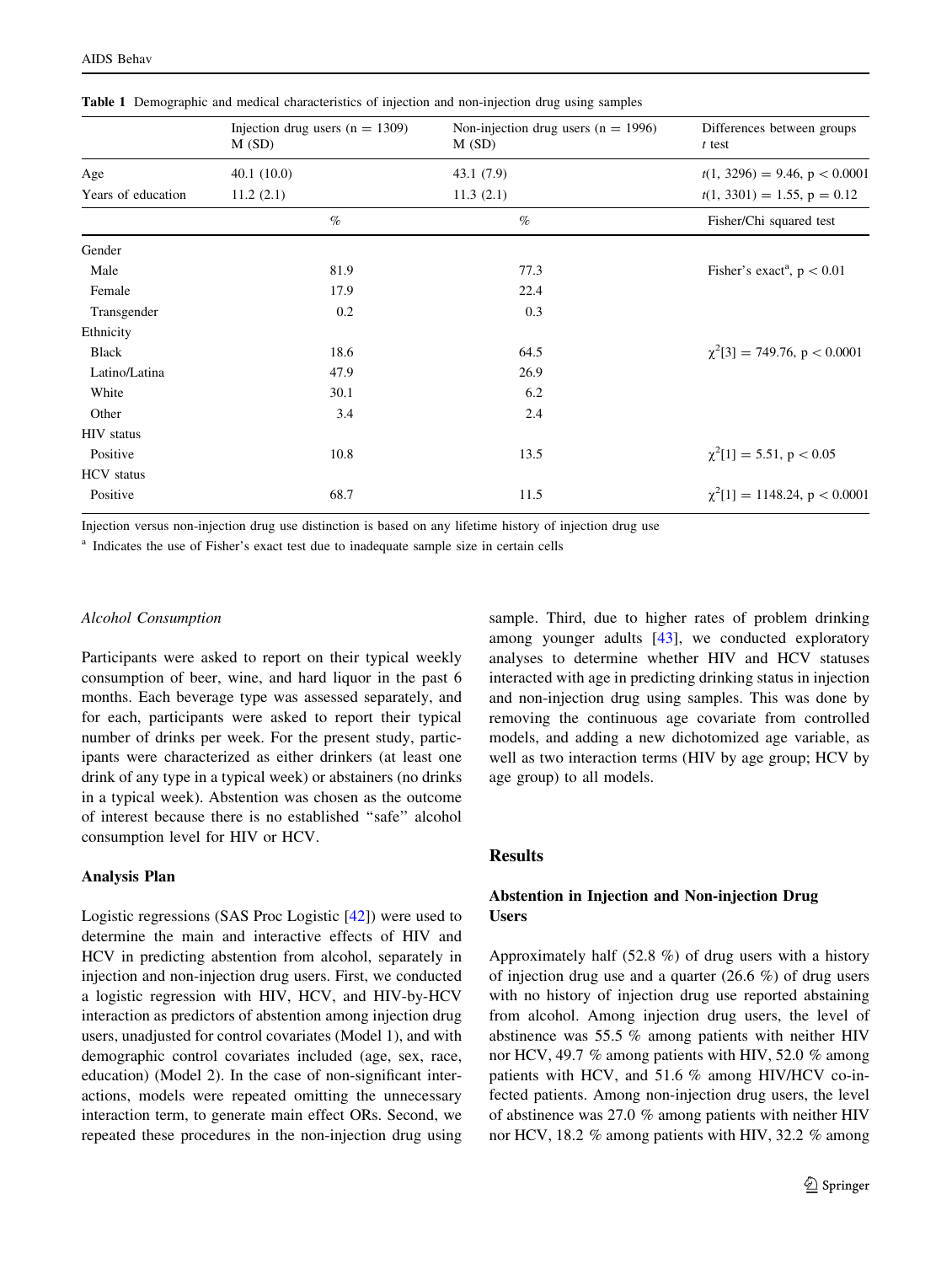**Table 1** Demographic and medical characteristics of injection and non-injection drug using samples

| | Injection drug users (n = 1309) M (SD) | Non-injection drug users (n = 1996) M (SD) | Differences between groups *t* test |
|---|---|---|---|
| Age | 40.1 (10.0) | 43.1 (7.9) | $t(1, 3296) = 9.46$, $p < 0.0001$ |
| Years of education | 11.2 (2.1) | 11.3 (2.1) | $t(1, 3301) = 1.55$, $p = 0.12$ |
| | % | % | Fisher/Chi squared test |
| Gender | | | |
| Male | 81.9 | 77.3 | Fisher's exact[a], $p < 0.01$ |
| Female | 17.9 | 22.4 | |
| Transgender | 0.2 | 0.3 | |
| Ethnicity | | | |
| Black | 18.6 | 64.5 | $\chi^2[3] = 749.76$, $p < 0.0001$ |
| Latino/Latina | 47.9 | 26.9 | |
| White | 30.1 | 6.2 | |
| Other | 3.4 | 2.4 | |
| HIV status | | | |
| Positive | 10.8 | 13.5 | $\chi^2[1] = 5.51$, $p < 0.05$ |
| HCV status | | | |
| Positive | 68.7 | 11.5 | $\chi^2[1] = 1148.24$, $p < 0.0001$ |

Injection versus non-injection drug use distinction is based on any lifetime history of injection drug use

[a] Indicates the use of Fisher's exact test due to inadequate sample size in certain cells

*Alcohol Consumption*

Participants were asked to report on their typical weekly consumption of beer, wine, and hard liquor in the past 6 months. Each beverage type was assessed separately, and for each, participants were asked to report their typical number of drinks per week. For the present study, participants were characterized as either drinkers (at least one drink of any type in a typical week) or abstainers (no drinks in a typical week). Abstention was chosen as the outcome of interest because there is no established "safe" alcohol consumption level for HIV or HCV.

### Analysis Plan

Logistic regressions (SAS Proc Logistic [42]) were used to determine the main and interactive effects of HIV and HCV in predicting abstention from alcohol, separately in injection and non-injection drug users. First, we conducted a logistic regression with HIV, HCV, and HIV-by-HCV interaction as predictors of abstention among injection drug users, unadjusted for control covariates (Model 1), and with demographic control covariates included (age, sex, race, education) (Model 2). In the case of non-significant interactions, models were repeated omitting the unnecessary interaction term, to generate main effect ORs. Second, we repeated these procedures in the non-injection drug using sample. Third, due to higher rates of problem drinking among younger adults [43], we conducted exploratory analyses to determine whether HIV and HCV statuses interacted with age in predicting drinking status in injection and non-injection drug using samples. This was done by removing the continuous age covariate from controlled models, and adding a new dichotomized age variable, as well as two interaction terms (HIV by age group; HCV by age group) to all models.

## Results

### Abstention in Injection and Non-injection Drug Users

Approximately half (52.8 %) of drug users with a history of injection drug use and a quarter (26.6 %) of drug users with no history of injection drug use reported abstaining from alcohol. Among injection drug users, the level of abstinence was 55.5 % among patients with neither HIV nor HCV, 49.7 % among patients with HIV, 52.0 % among patients with HCV, and 51.6 % among HIV/HCV co-infected patients. Among non-injection drug users, the level of abstinence was 27.0 % among patients with neither HIV nor HCV, 18.2 % among patients with HIV, 32.2 % among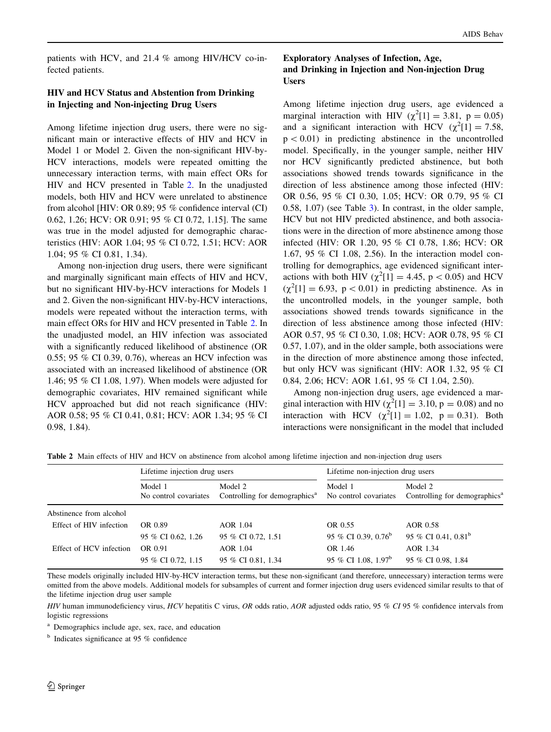patients with HCV, and 21.4 % among HIV/HCV co-infected patients.

### HIV and HCV Status and Abstention from Drinking in Injecting and Non-injecting Drug Users

Among lifetime injection drug users, there were no significant main or interactive effects of HIV and HCV in Model 1 or Model 2. Given the non-significant HIV-by-HCV interactions, models were repeated omitting the unnecessary interaction terms, with main effect ORs for HIV and HCV presented in Table 2. In the unadjusted models, both HIV and HCV were unrelated to abstinence from alcohol [HIV: OR 0.89; 95 % confidence interval (CI) 0.62, 1.26; HCV: OR 0.91; 95 % CI 0.72, 1.15]. The same was true in the model adjusted for demographic characteristics (HIV: AOR 1.04; 95 % CI 0.72, 1.51; HCV: AOR 1.04; 95 % CI 0.81, 1.34).

Among non-injection drug users, there were significant and marginally significant main effects of HIV and HCV, but no significant HIV-by-HCV interactions for Models 1 and 2. Given the non-significant HIV-by-HCV interactions, models were repeated without the interaction terms, with main effect ORs for HIV and HCV presented in Table 2. In the unadjusted model, an HIV infection was associated with a significantly reduced likelihood of abstinence (OR 0.55; 95 % CI 0.39, 0.76), whereas an HCV infection was associated with an increased likelihood of abstinence (OR 1.46; 95 % CI 1.08, 1.97). When models were adjusted for demographic covariates, HIV remained significant while HCV approached but did not reach significance (HIV: AOR 0.58; 95 % CI 0.41, 0.81; HCV: AOR 1.34; 95 % CI 0.98, 1.84).

### Exploratory Analyses of Infection, Age, and Drinking in Injection and Non-injection Drug Users

Among lifetime injection drug users, age evidenced a marginal interaction with HIV ($\chi^2[1] = 3.81$, $p = 0.05$) and a significant interaction with HCV ($\chi^2[1] = 7.58$, $p < 0.01$) in predicting abstinence in the uncontrolled model. Specifically, in the younger sample, neither HIV nor HCV significantly predicted abstinence, but both associations showed trends towards significance in the direction of less abstinence among those infected (HIV: OR 0.56, 95 % CI 0.30, 1.05; HCV: OR 0.79, 95 % CI 0.58, 1.07) (see Table 3). In contrast, in the older sample, HCV but not HIV predicted abstinence, and both associations were in the direction of more abstinence among those infected (HIV: OR 1.20, 95 % CI 0.78, 1.86; HCV: OR 1.67, 95 % CI 1.08, 2.56). In the interaction model controlling for demographics, age evidenced significant interactions with both HIV ($\chi^2[1] = 4.45$, $p < 0.05$) and HCV ($\chi^2[1] = 6.93$, $p < 0.01$) in predicting abstinence. As in the uncontrolled models, in the younger sample, both associations showed trends towards significance in the direction of less abstinence among those infected (HIV: AOR 0.57, 95 % CI 0.30, 1.08; HCV: AOR 0.78, 95 % CI 0.57, 1.07), and in the older sample, both associations were in the direction of more abstinence among those infected, but only HCV was significant (HIV: AOR 1.32, 95 % CI 0.84, 2.06; HCV: AOR 1.61, 95 % CI 1.04, 2.50).

Among non-injection drug users, age evidenced a marginal interaction with HIV ($\chi^2[1] = 3.10$, $p = 0.08$) and no interaction with HCV ($\chi^2[1] = 1.02$, $p = 0.31$). Both interactions were nonsignificant in the model that included

**Table 2** Main effects of HIV and HCV on abstinence from alcohol among lifetime injection and non-injection drug users

| | Lifetime injection drug users | | Lifetime non-injection drug users | |
|---|---|---|---|---|
| | Model 1<br>No control covariates | Model 2<br>Controlling for demographics[a] | Model 1<br>No control covariates | Model 2<br>Controlling for demographics[a] |
| Abstinence from alcohol | | | | |
| Effect of HIV infection | OR 0.89 | AOR 1.04 | OR 0.55 | AOR 0.58 |
| | 95 % CI 0.62, 1.26 | 95 % CI 0.72, 1.51 | 95 % CI 0.39, 0.76[b] | 95 % CI 0.41, 0.81[b] |
| Effect of HCV infection | OR 0.91 | AOR 1.04 | OR 1.46 | AOR 1.34 |
| | 95 % CI 0.72, 1.15 | 95 % CI 0.81, 1.34 | 95 % CI 1.08, 1.97[b] | 95 % CI 0.98, 1.84 |

These models originally included HIV-by-HCV interaction terms, but these non-significant (and therefore, unnecessary) interaction terms were omitted from the above models. Additional models for subsamples of current and former injection drug users evidenced similar results to that of the lifetime injection drug user sample

*HIV* human immunodeficiency virus, *HCV* hepatitis C virus, *OR* odds ratio, *AOR* adjusted odds ratio, *95 % CI* 95 % confidence intervals from logistic regressions

[a] Demographics include age, sex, race, and education

[b] Indicates significance at 95 % confidence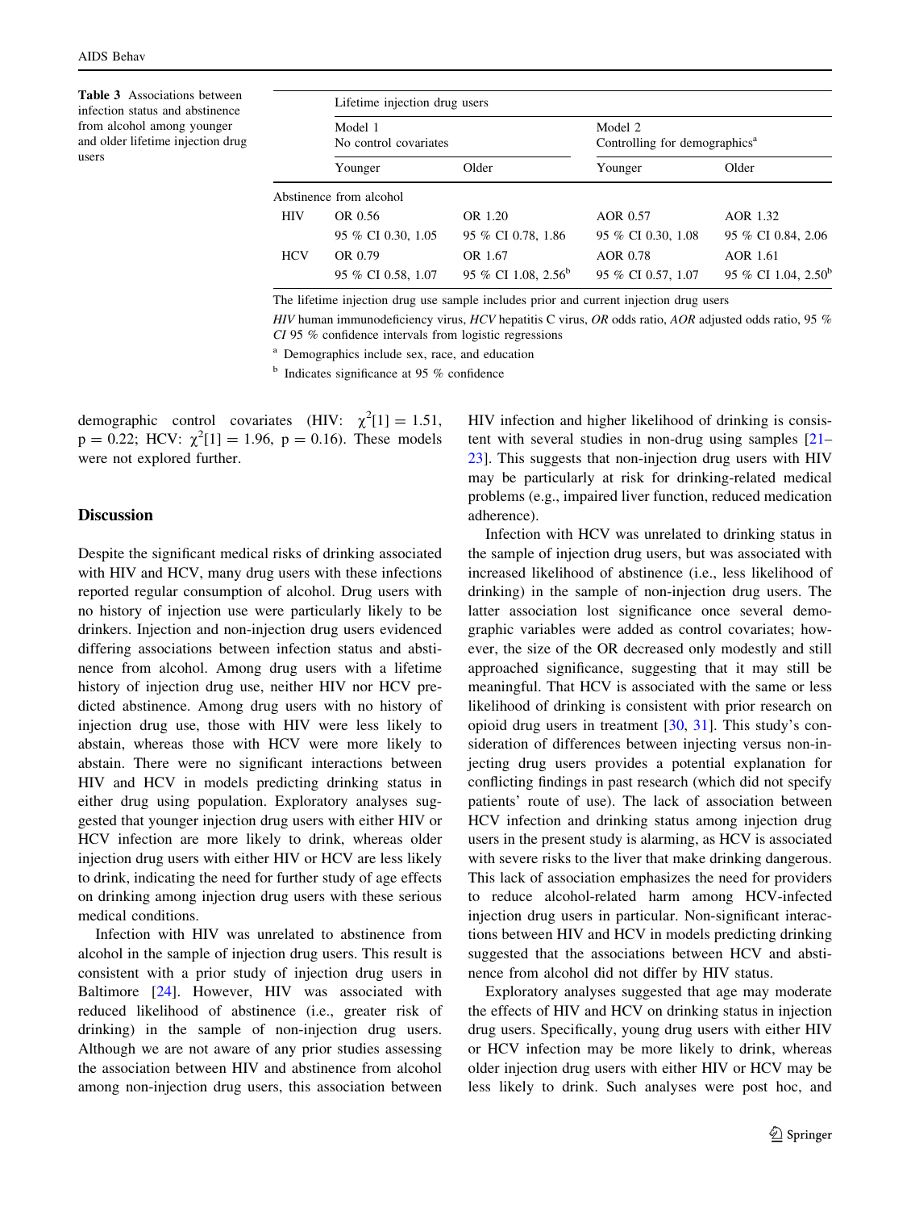**Table 3** Associations between infection status and abstinence from alcohol among younger and older lifetime injection drug users

| | Lifetime injection drug users | | | |
|---|---|---|---|---|
| | Model 1<br>No control covariates | | Model 2<br>Controlling for demographics[a] | |
| | Younger | Older | Younger | Older |
| Abstinence from alcohol | | | | |
| HIV | OR 0.56 | OR 1.20 | AOR 0.57 | AOR 1.32 |
| | 95 % CI 0.30, 1.05 | 95 % CI 0.78, 1.86 | 95 % CI 0.30, 1.08 | 95 % CI 0.84, 2.06 |
| HCV | OR 0.79 | OR 1.67 | AOR 0.78 | AOR 1.61 |
| | 95 % CI 0.58, 1.07 | 95 % CI 1.08, 2.56[b] | 95 % CI 0.57, 1.07 | 95 % CI 1.04, 2.50[b] |

The lifetime injection drug use sample includes prior and current injection drug users

*HIV* human immunodeficiency virus, *HCV* hepatitis C virus, *OR* odds ratio, *AOR* adjusted odds ratio, 95 % *CI* 95 % confidence intervals from logistic regressions

[a] Demographics include sex, race, and education

[b] Indicates significance at 95 % confidence

demographic control covariates (HIV: $\chi^2[1] = 1.51$, $p = 0.22$; HCV: $\chi^2[1] = 1.96$, $p = 0.16$). These models were not explored further.

## Discussion

Despite the significant medical risks of drinking associated with HIV and HCV, many drug users with these infections reported regular consumption of alcohol. Drug users with no history of injection use were particularly likely to be drinkers. Injection and non-injection drug users evidenced differing associations between infection status and abstinence from alcohol. Among drug users with a lifetime history of injection drug use, neither HIV nor HCV predicted abstinence. Among drug users with no history of injection drug use, those with HIV were less likely to abstain, whereas those with HCV were more likely to abstain. There were no significant interactions between HIV and HCV in models predicting drinking status in either drug using population. Exploratory analyses suggested that younger injection drug users with either HIV or HCV infection are more likely to drink, whereas older injection drug users with either HIV or HCV are less likely to drink, indicating the need for further study of age effects on drinking among injection drug users with these serious medical conditions.

Infection with HIV was unrelated to abstinence from alcohol in the sample of injection drug users. This result is consistent with a prior study of injection drug users in Baltimore [24]. However, HIV was associated with reduced likelihood of abstinence (i.e., greater risk of drinking) in the sample of non-injection drug users. Although we are not aware of any prior studies assessing the association between HIV and abstinence from alcohol among non-injection drug users, this association between HIV infection and higher likelihood of drinking is consistent with several studies in non-drug using samples [21–23]. This suggests that non-injection drug users with HIV may be particularly at risk for drinking-related medical problems (e.g., impaired liver function, reduced medication adherence).

Infection with HCV was unrelated to drinking status in the sample of injection drug users, but was associated with increased likelihood of abstinence (i.e., less likelihood of drinking) in the sample of non-injection drug users. The latter association lost significance once several demographic variables were added as control covariates; however, the size of the OR decreased only modestly and still approached significance, suggesting that it may still be meaningful. That HCV is associated with the same or less likelihood of drinking is consistent with prior research on opioid drug users in treatment [30, 31]. This study's consideration of differences between injecting versus non-injecting drug users provides a potential explanation for conflicting findings in past research (which did not specify patients' route of use). The lack of association between HCV infection and drinking status among injection drug users in the present study is alarming, as HCV is associated with severe risks to the liver that make drinking dangerous. This lack of association emphasizes the need for providers to reduce alcohol-related harm among HCV-infected injection drug users in particular. Non-significant interactions between HIV and HCV in models predicting drinking suggested that the associations between HCV and abstinence from alcohol did not differ by HIV status.

Exploratory analyses suggested that age may moderate the effects of HIV and HCV on drinking status in injection drug users. Specifically, young drug users with either HIV or HCV infection may be more likely to drink, whereas older injection drug users with either HIV or HCV may be less likely to drink. Such analyses were post hoc, and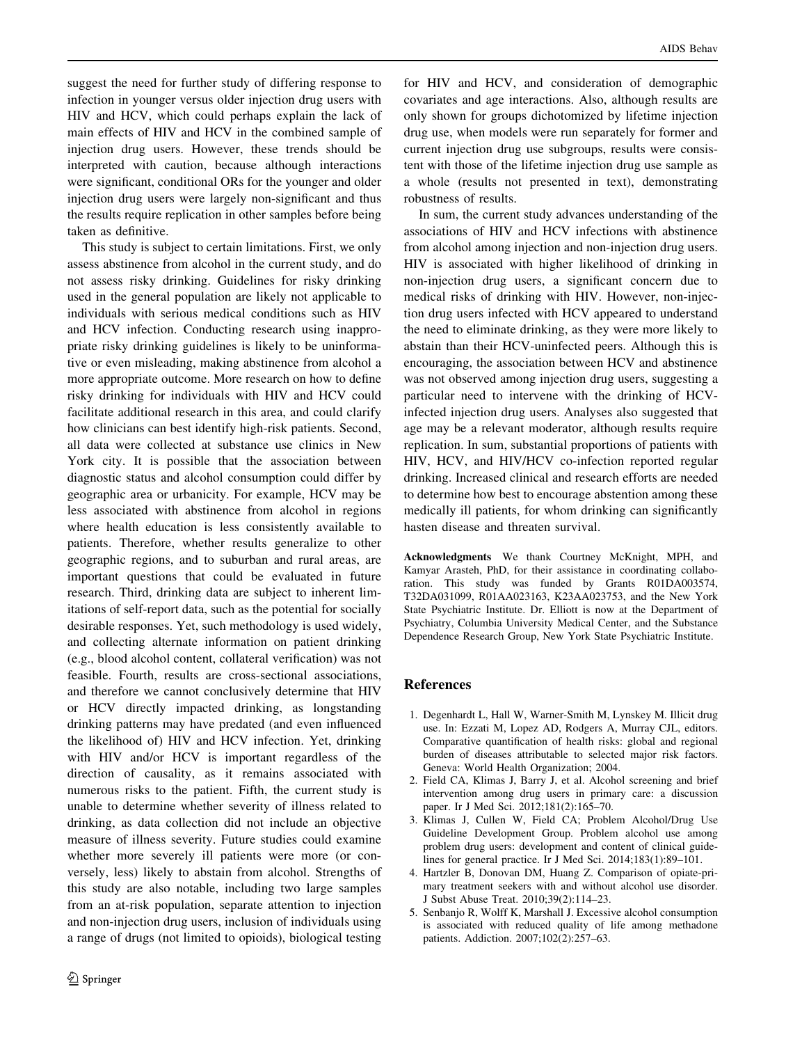suggest the need for further study of differing response to infection in younger versus older injection drug users with HIV and HCV, which could perhaps explain the lack of main effects of HIV and HCV in the combined sample of injection drug users. However, these trends should be interpreted with caution, because although interactions were significant, conditional ORs for the younger and older injection drug users were largely non-significant and thus the results require replication in other samples before being taken as definitive.

This study is subject to certain limitations. First, we only assess abstinence from alcohol in the current study, and do not assess risky drinking. Guidelines for risky drinking used in the general population are likely not applicable to individuals with serious medical conditions such as HIV and HCV infection. Conducting research using inappropriate risky drinking guidelines is likely to be uninformative or even misleading, making abstinence from alcohol a more appropriate outcome. More research on how to define risky drinking for individuals with HIV and HCV could facilitate additional research in this area, and could clarify how clinicians can best identify high-risk patients. Second, all data were collected at substance use clinics in New York city. It is possible that the association between diagnostic status and alcohol consumption could differ by geographic area or urbanicity. For example, HCV may be less associated with abstinence from alcohol in regions where health education is less consistently available to patients. Therefore, whether results generalize to other geographic regions, and to suburban and rural areas, are important questions that could be evaluated in future research. Third, drinking data are subject to inherent limitations of self-report data, such as the potential for socially desirable responses. Yet, such methodology is used widely, and collecting alternate information on patient drinking (e.g., blood alcohol content, collateral verification) was not feasible. Fourth, results are cross-sectional associations, and therefore we cannot conclusively determine that HIV or HCV directly impacted drinking, as longstanding drinking patterns may have predated (and even influenced the likelihood of) HIV and HCV infection. Yet, drinking with HIV and/or HCV is important regardless of the direction of causality, as it remains associated with numerous risks to the patient. Fifth, the current study is unable to determine whether severity of illness related to drinking, as data collection did not include an objective measure of illness severity. Future studies could examine whether more severely ill patients were more (or conversely, less) likely to abstain from alcohol. Strengths of this study are also notable, including two large samples from an at-risk population, separate attention to injection and non-injection drug users, inclusion of individuals using a range of drugs (not limited to opioids), biological testing for HIV and HCV, and consideration of demographic covariates and age interactions. Also, although results are only shown for groups dichotomized by lifetime injection drug use, when models were run separately for former and current injection drug use subgroups, results were consistent with those of the lifetime injection drug use sample as a whole (results not presented in text), demonstrating robustness of results.

In sum, the current study advances understanding of the associations of HIV and HCV infections with abstinence from alcohol among injection and non-injection drug users. HIV is associated with higher likelihood of drinking in non-injection drug users, a significant concern due to medical risks of drinking with HIV. However, non-injection drug users infected with HCV appeared to understand the need to eliminate drinking, as they were more likely to abstain than their HCV-uninfected peers. Although this is encouraging, the association between HCV and abstinence was not observed among injection drug users, suggesting a particular need to intervene with the drinking of HCV-infected injection drug users. Analyses also suggested that age may be a relevant moderator, although results require replication. In sum, substantial proportions of patients with HIV, HCV, and HIV/HCV co-infection reported regular drinking. Increased clinical and research efforts are needed to determine how best to encourage abstention among these medically ill patients, for whom drinking can significantly hasten disease and threaten survival.

**Acknowledgments** We thank Courtney McKnight, MPH, and Kamyar Arasteh, PhD, for their assistance in coordinating collaboration. This study was funded by Grants R01DA003574, T32DA031099, R01AA023163, K23AA023753, and the New York State Psychiatric Institute. Dr. Elliott is now at the Department of Psychiatry, Columbia University Medical Center, and the Substance Dependence Research Group, New York State Psychiatric Institute.

## References

1. Degenhardt L, Hall W, Warner-Smith M, Lynskey M. Illicit drug use. In: Ezzati M, Lopez AD, Rodgers A, Murray CJL, editors. Comparative quantification of health risks: global and regional burden of diseases attributable to selected major risk factors. Geneva: World Health Organization; 2004.
2. Field CA, Klimas J, Barry J, et al. Alcohol screening and brief intervention among drug users in primary care: a discussion paper. Ir J Med Sci. 2012;181(2):165–70.
3. Klimas J, Cullen W, Field CA; Problem Alcohol/Drug Use Guideline Development Group. Problem alcohol use among problem drug users: development and content of clinical guidelines for general practice. Ir J Med Sci. 2014;183(1):89–101.
4. Hartzler B, Donovan DM, Huang Z. Comparison of opiate-primary treatment seekers with and without alcohol use disorder. J Subst Abuse Treat. 2010;39(2):114–23.
5. Senbanjo R, Wolff K, Marshall J. Excessive alcohol consumption is associated with reduced quality of life among methadone patients. Addiction. 2007;102(2):257–63.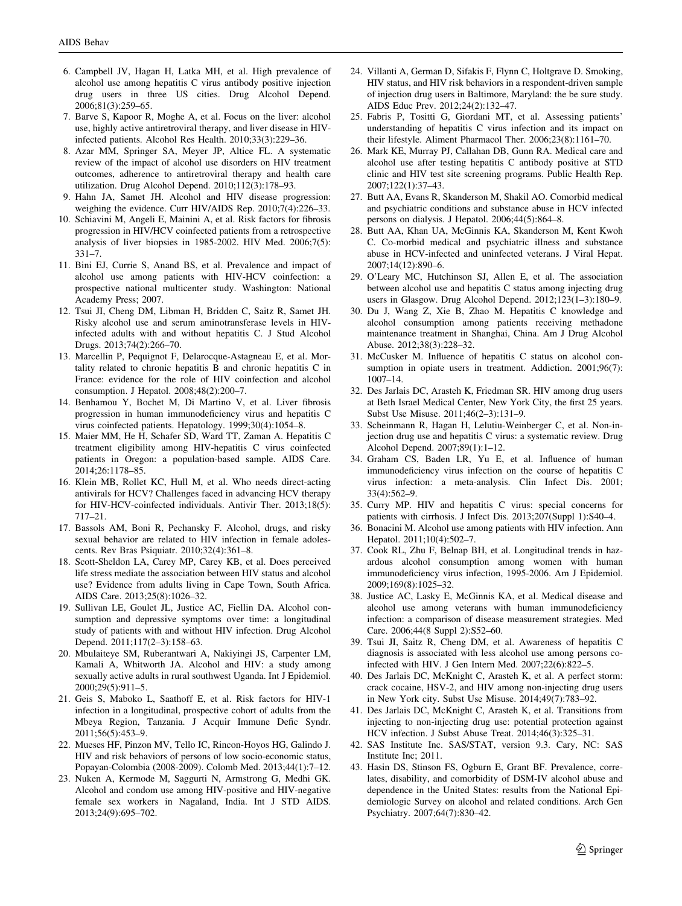6. Campbell JV, Hagan H, Latka MH, et al. High prevalence of alcohol use among hepatitis C virus antibody positive injection drug users in three US cities. Drug Alcohol Depend. 2006;81(3):259–65.
7. Barve S, Kapoor R, Moghe A, et al. Focus on the liver: alcohol use, highly active antiretroviral therapy, and liver disease in HIV-infected patients. Alcohol Res Health. 2010;33(3):229–36.
8. Azar MM, Springer SA, Meyer JP, Altice FL. A systematic review of the impact of alcohol use disorders on HIV treatment outcomes, adherence to antiretroviral therapy and health care utilization. Drug Alcohol Depend. 2010;112(3):178–93.
9. Hahn JA, Samet JH. Alcohol and HIV disease progression: weighing the evidence. Curr HIV/AIDS Rep. 2010;7(4):226–33.
10. Schiavini M, Angeli E, Mainini A, et al. Risk factors for fibrosis progression in HIV/HCV coinfected patients from a retrospective analysis of liver biopsies in 1985-2002. HIV Med. 2006;7(5): 331–7.
11. Bini EJ, Currie S, Anand BS, et al. Prevalence and impact of alcohol use among patients with HIV-HCV coinfection: a prospective national multicenter study. Washington: National Academy Press; 2007.
12. Tsui JI, Cheng DM, Libman H, Bridden C, Saitz R, Samet JH. Risky alcohol use and serum aminotransferase levels in HIV-infected adults with and without hepatitis C. J Stud Alcohol Drugs. 2013;74(2):266–70.
13. Marcellin P, Pequignot F, Delarocque-Astagneau E, et al. Mortality related to chronic hepatitis B and chronic hepatitis C in France: evidence for the role of HIV coinfection and alcohol consumption. J Hepatol. 2008;48(2):200–7.
14. Benhamou Y, Bochet M, Di Martino V, et al. Liver fibrosis progression in human immunodeficiency virus and hepatitis C virus coinfected patients. Hepatology. 1999;30(4):1054–8.
15. Maier MM, He H, Schafer SD, Ward TT, Zaman A. Hepatitis C treatment eligibility among HIV-hepatitis C virus coinfected patients in Oregon: a population-based sample. AIDS Care. 2014;26:1178–85.
16. Klein MB, Rollet KC, Hull M, et al. Who needs direct-acting antivirals for HCV? Challenges faced in advancing HCV therapy for HIV-HCV-coinfected individuals. Antivir Ther. 2013;18(5): 717–21.
17. Bassols AM, Boni R, Pechansky F. Alcohol, drugs, and risky sexual behavior are related to HIV infection in female adolescents. Rev Bras Psiquiatr. 2010;32(4):361–8.
18. Scott-Sheldon LA, Carey MP, Carey KB, et al. Does perceived life stress mediate the association between HIV status and alcohol use? Evidence from adults living in Cape Town, South Africa. AIDS Care. 2013;25(8):1026–32.
19. Sullivan LE, Goulet JL, Justice AC, Fiellin DA. Alcohol consumption and depressive symptoms over time: a longitudinal study of patients with and without HIV infection. Drug Alcohol Depend. 2011;117(2–3):158–63.
20. Mbulaiteye SM, Ruberantwari A, Nakiyingi JS, Carpenter LM, Kamali A, Whitworth JA. Alcohol and HIV: a study among sexually active adults in rural southwest Uganda. Int J Epidemiol. 2000;29(5):911–5.
21. Geis S, Maboko L, Saathoff E, et al. Risk factors for HIV-1 infection in a longitudinal, prospective cohort of adults from the Mbeya Region, Tanzania. J Acquir Immune Defic Syndr. 2011;56(5):453–9.
22. Mueses HF, Pinzon MV, Tello IC, Rincon-Hoyos HG, Galindo J. HIV and risk behaviors of persons of low socio-economic status, Popayan-Colombia (2008-2009). Colomb Med. 2013;44(1):7–12.
23. Nuken A, Kermode M, Saggurti N, Armstrong G, Medhi GK. Alcohol and condom use among HIV-positive and HIV-negative female sex workers in Nagaland, India. Int J STD AIDS. 2013;24(9):695–702.
24. Villanti A, German D, Sifakis F, Flynn C, Holtgrave D. Smoking, HIV status, and HIV risk behaviors in a respondent-driven sample of injection drug users in Baltimore, Maryland: the be sure study. AIDS Educ Prev. 2012;24(2):132–47.
25. Fabris P, Tositti G, Giordani MT, et al. Assessing patients' understanding of hepatitis C virus infection and its impact on their lifestyle. Aliment Pharmacol Ther. 2006;23(8):1161–70.
26. Mark KE, Murray PJ, Callahan DB, Gunn RA. Medical care and alcohol use after testing hepatitis C antibody positive at STD clinic and HIV test site screening programs. Public Health Rep. 2007;122(1):37–43.
27. Butt AA, Evans R, Skanderson M, Shakil AO. Comorbid medical and psychiatric conditions and substance abuse in HCV infected persons on dialysis. J Hepatol. 2006;44(5):864–8.
28. Butt AA, Khan UA, McGinnis KA, Skanderson M, Kent Kwoh C. Co-morbid medical and psychiatric illness and substance abuse in HCV-infected and uninfected veterans. J Viral Hepat. 2007;14(12):890–6.
29. O'Leary MC, Hutchinson SJ, Allen E, et al. The association between alcohol use and hepatitis C status among injecting drug users in Glasgow. Drug Alcohol Depend. 2012;123(1–3):180–9.
30. Du J, Wang Z, Xie B, Zhao M. Hepatitis C knowledge and alcohol consumption among patients receiving methadone maintenance treatment in Shanghai, China. Am J Drug Alcohol Abuse. 2012;38(3):228–32.
31. McCusker M. Influence of hepatitis C status on alcohol consumption in opiate users in treatment. Addiction. 2001;96(7): 1007–14.
32. Des Jarlais DC, Arasteh K, Friedman SR. HIV among drug users at Beth Israel Medical Center, New York City, the first 25 years. Subst Use Misuse. 2011;46(2–3):131–9.
33. Scheinmann R, Hagan H, Lelutiu-Weinberger C, et al. Non-injection drug use and hepatitis C virus: a systematic review. Drug Alcohol Depend. 2007;89(1):1–12.
34. Graham CS, Baden LR, Yu E, et al. Influence of human immunodeficiency virus infection on the course of hepatitis C virus infection: a meta-analysis. Clin Infect Dis. 2001; 33(4):562–9.
35. Curry MP. HIV and hepatitis C virus: special concerns for patients with cirrhosis. J Infect Dis. 2013;207(Suppl 1):S40–4.
36. Bonacini M. Alcohol use among patients with HIV infection. Ann Hepatol. 2011;10(4):502–7.
37. Cook RL, Zhu F, Belnap BH, et al. Longitudinal trends in hazardous alcohol consumption among women with human immunodeficiency virus infection, 1995-2006. Am J Epidemiol. 2009;169(8):1025–32.
38. Justice AC, Lasky E, McGinnis KA, et al. Medical disease and alcohol use among veterans with human immunodeficiency infection: a comparison of disease measurement strategies. Med Care. 2006;44(8 Suppl 2):S52–60.
39. Tsui JI, Saitz R, Cheng DM, et al. Awareness of hepatitis C diagnosis is associated with less alcohol use among persons co-infected with HIV. J Gen Intern Med. 2007;22(6):822–5.
40. Des Jarlais DC, McKnight C, Arasteh K, et al. A perfect storm: crack cocaine, HSV-2, and HIV among non-injecting drug users in New York city. Subst Use Misuse. 2014;49(7):783–92.
41. Des Jarlais DC, McKnight C, Arasteh K, et al. Transitions from injecting to non-injecting drug use: potential protection against HCV infection. J Subst Abuse Treat. 2014;46(3):325–31.
42. SAS Institute Inc. SAS/STAT, version 9.3. Cary, NC: SAS Institute Inc; 2011.
43. Hasin DS, Stinson FS, Ogburn E, Grant BF. Prevalence, correlates, disability, and comorbidity of DSM-IV alcohol abuse and dependence in the United States: results from the National Epidemiologic Survey on alcohol and related conditions. Arch Gen Psychiatry. 2007;64(7):830–42.